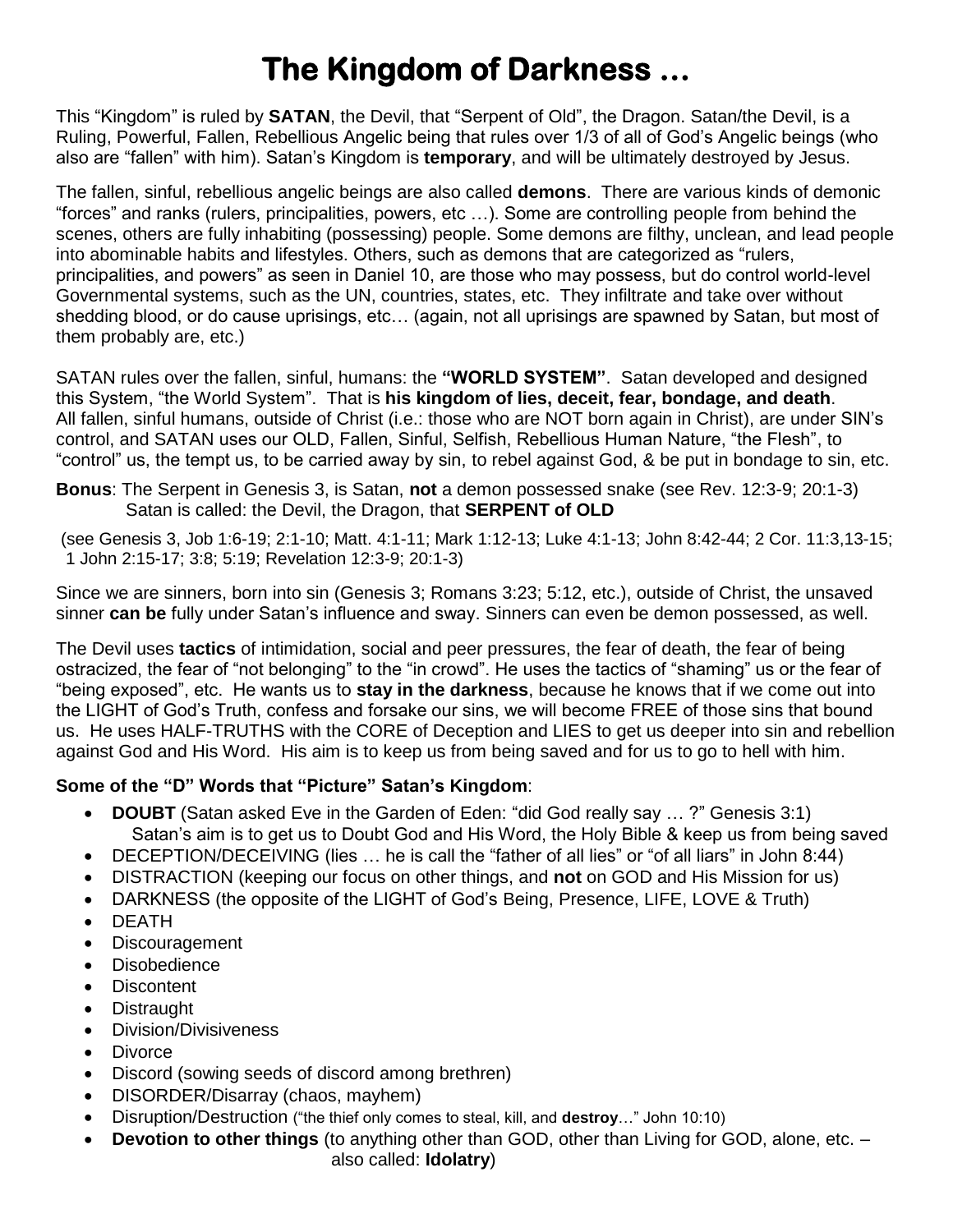# The Kingdom of Darkness …

This "Kingdom" is ruled by **SATAN**, the Devil, that "Serpent of Old", the Dragon. Satan/the Devil, is a Ruling, Powerful, Fallen, Rebellious Angelic being that rules over 1/3 of all of God's Angelic beings (who also are "fallen" with him). Satan's Kingdom is **temporary**, and will be ultimately destroyed by Jesus.

The fallen, sinful, rebellious angelic beings are also called **demons**. There are various kinds of demonic "forces" and ranks (rulers, principalities, powers, etc …). Some are controlling people from behind the scenes, others are fully inhabiting (possessing) people. Some demons are filthy, unclean, and lead people into abominable habits and lifestyles. Others, such as demons that are categorized as "rulers, principalities, and powers" as seen in Daniel 10, are those who may possess, but do control world-level Governmental systems, such as the UN, countries, states, etc. They infiltrate and take over without shedding blood, or do cause uprisings, etc… (again, not all uprisings are spawned by Satan, but most of them probably are, etc.)

SATAN rules over the fallen, sinful, humans: the **"WORLD SYSTEM"**. Satan developed and designed this System, "the World System". That is **his kingdom of lies, deceit, fear, bondage, and death**. All fallen, sinful humans, outside of Christ (i.e.: those who are NOT born again in Christ), are under SIN's control, and SATAN uses our OLD, Fallen, Sinful, Selfish, Rebellious Human Nature, "the Flesh", to "control" us, the tempt us, to be carried away by sin, to rebel against God, & be put in bondage to sin, etc.

**Bonus**: The Serpent in Genesis 3, is Satan, **not** a demon possessed snake (see Rev. 12:3-9; 20:1-3)
Satan is called: the Devil, the Dragon, that **SERPENT of OLD**

(see Genesis 3, Job 1:6-19; 2:1-10; Matt. 4:1-11; Mark 1:12-13; Luke 4:1-13; John 8:42-44; 2 Cor. 11:3,13-15; 1 John 2:15-17; 3:8; 5:19; Revelation 12:3-9; 20:1-3)

Since we are sinners, born into sin (Genesis 3; Romans 3:23; 5:12, etc.), outside of Christ, the unsaved sinner **can be** fully under Satan's influence and sway. Sinners can even be demon possessed, as well.

The Devil uses **tactics** of intimidation, social and peer pressures, the fear of death, the fear of being ostracized, the fear of "not belonging" to the "in crowd". He uses the tactics of "shaming" us or the fear of "being exposed", etc. He wants us to **stay in the darkness**, because he knows that if we come out into the LIGHT of God's Truth, confess and forsake our sins, we will become FREE of those sins that bound us. He uses HALF-TRUTHS with the CORE of Deception and LIES to get us deeper into sin and rebellion against God and His Word. His aim is to keep us from being saved and for us to go to hell with him.

**Some of the "D" Words that "Picture" Satan's Kingdom**:

- **DOUBT** (Satan asked Eve in the Garden of Eden: "did God really say … ?" Genesis 3:1)
  Satan's aim is to get us to Doubt God and His Word, the Holy Bible & keep us from being saved
- DECEPTION/DECEIVING (lies … he is call the "father of all lies" or "of all liars" in John 8:44)
- DISTRACTION (keeping our focus on other things, and **not** on GOD and His Mission for us)
- DARKNESS (the opposite of the LIGHT of God's Being, Presence, LIFE, LOVE & Truth)
- DEATH
- Discouragement
- Disobedience
- Discontent
- Distraught
- Division/Divisiveness
- Divorce
- Discord (sowing seeds of discord among brethren)
- DISORDER/Disarray (chaos, mayhem)
- Disruption/Destruction ("the thief only comes to steal, kill, and **destroy**…" John 10:10)
- **Devotion to other things** (to anything other than GOD, other than Living for GOD, alone, etc. – also called: **Idolatry**)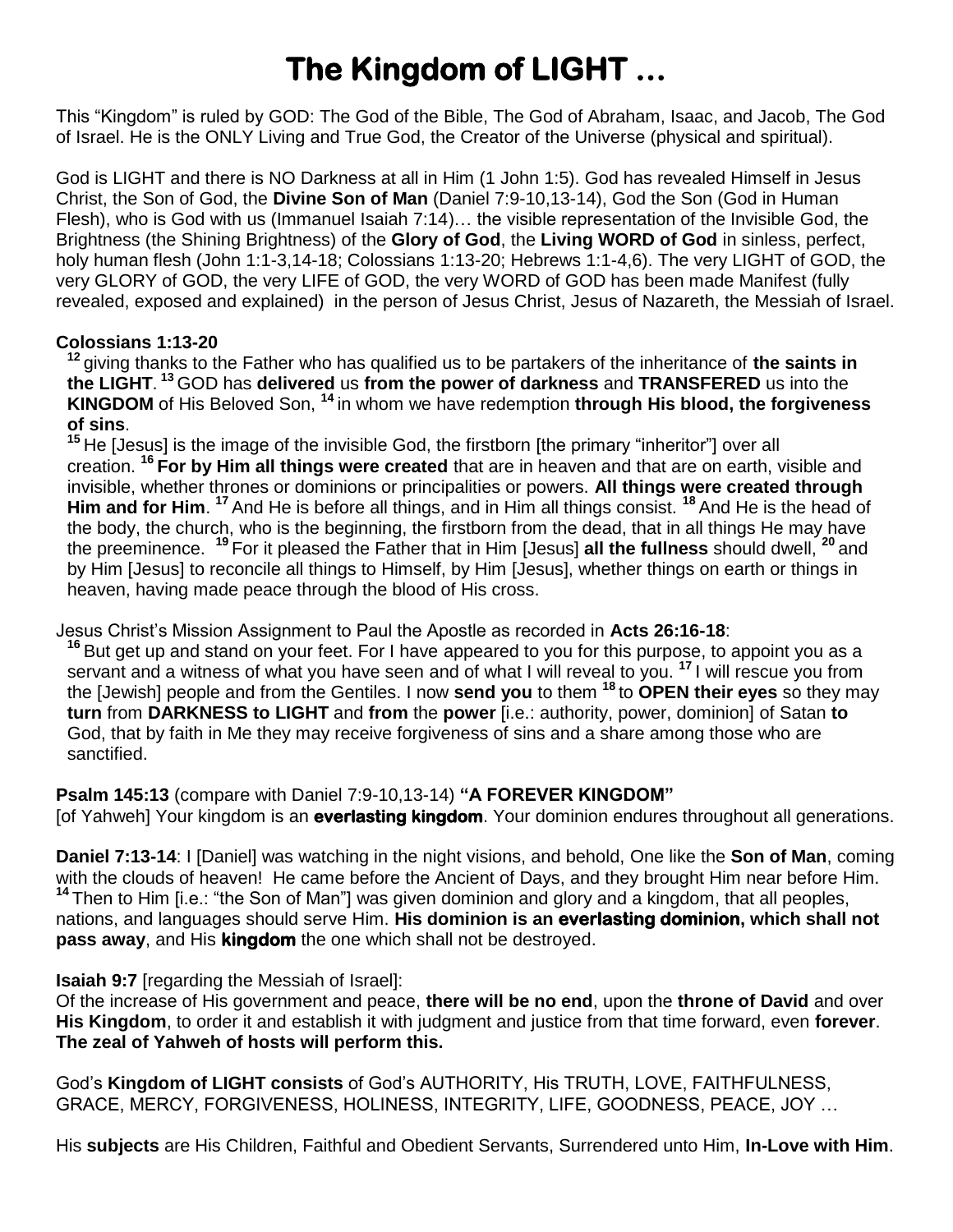# The Kingdom of LIGHT …

This "Kingdom" is ruled by GOD: The God of the Bible, The God of Abraham, Isaac, and Jacob, The God of Israel. He is the ONLY Living and True God, the Creator of the Universe (physical and spiritual).

God is LIGHT and there is NO Darkness at all in Him (1 John 1:5). God has revealed Himself in Jesus Christ, the Son of God, the **Divine Son of Man** (Daniel 7:9-10,13-14), God the Son (God in Human Flesh), who is God with us (Immanuel Isaiah 7:14)… the visible representation of the Invisible God, the Brightness (the Shining Brightness) of the **Glory of God**, the **Living WORD of God** in sinless, perfect, holy human flesh (John 1:1-3,14-18; Colossians 1:13-20; Hebrews 1:1-4,6). The very LIGHT of GOD, the very GLORY of GOD, the very LIFE of GOD, the very WORD of GOD has been made Manifest (fully revealed, exposed and explained) in the person of Jesus Christ, Jesus of Nazareth, the Messiah of Israel.

**Colossians 1:13-20**

[12] giving thanks to the Father who has qualified us to be partakers of the inheritance of **the saints in the LIGHT**. [13] GOD has **delivered** us **from the power of darkness** and **TRANSFERED** us into the **KINGDOM** of His Beloved Son, [14] in whom we have redemption **through His blood, the forgiveness of sins**.

[15] He [Jesus] is the image of the invisible God, the firstborn [the primary "inheritor"] over all creation. [16] **For by Him all things were created** that are in heaven and that are on earth, visible and invisible, whether thrones or dominions or principalities or powers. **All things were created through Him and for Him**. [17] And He is before all things, and in Him all things consist. [18] And He is the head of the body, the church, who is the beginning, the firstborn from the dead, that in all things He may have the preeminence. [19] For it pleased the Father that in Him [Jesus] **all the fullness** should dwell, [20] and by Him [Jesus] to reconcile all things to Himself, by Him [Jesus], whether things on earth or things in heaven, having made peace through the blood of His cross.

Jesus Christ's Mission Assignment to Paul the Apostle as recorded in **Acts 26:16-18**:

[16] But get up and stand on your feet. For I have appeared to you for this purpose, to appoint you as a servant and a witness of what you have seen and of what I will reveal to you. [17] I will rescue you from the [Jewish] people and from the Gentiles. I now **send you** to them [18] to **OPEN their eyes** so they may **turn** from **DARKNESS to LIGHT** and **from** the **power** [i.e.: authority, power, dominion] of Satan **to** God, that by faith in Me they may receive forgiveness of sins and a share among those who are sanctified.

**Psalm 145:13** (compare with Daniel 7:9-10,13-14) **"A FOREVER KINGDOM"**
[of Yahweh] Your kingdom is an **everlasting kingdom**. Your dominion endures throughout all generations.

**Daniel 7:13-14**: I [Daniel] was watching in the night visions, and behold, One like the **Son of Man**, coming with the clouds of heaven! He came before the Ancient of Days, and they brought Him near before Him. [14] Then to Him [i.e.: "the Son of Man"] was given dominion and glory and a kingdom, that all peoples, nations, and languages should serve Him. **His dominion is an everlasting dominion, which shall not pass away**, and His **kingdom** the one which shall not be destroyed.

**Isaiah 9:7** [regarding the Messiah of Israel]:
Of the increase of His government and peace, **there will be no end**, upon the **throne of David** and over **His Kingdom**, to order it and establish it with judgment and justice from that time forward, even **forever**. **The zeal of Yahweh of hosts will perform this.**

God's **Kingdom of LIGHT consists** of God's AUTHORITY, His TRUTH, LOVE, FAITHFULNESS, GRACE, MERCY, FORGIVENESS, HOLINESS, INTEGRITY, LIFE, GOODNESS, PEACE, JOY …

His **subjects** are His Children, Faithful and Obedient Servants, Surrendered unto Him, **In-Love with Him**.